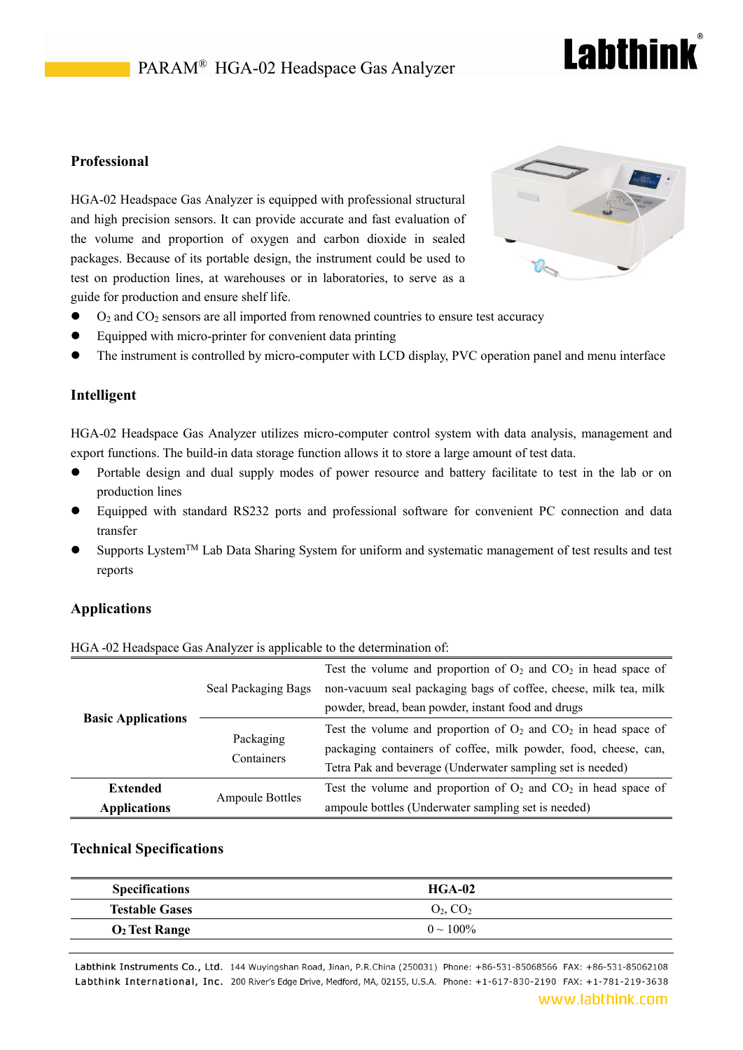# PARAM® HGA-02 Headspace Gas Analyzer

## Professional

HGA-02 Headspace Gas Analyzer is equipped with professional structural and high precision sensors. It can provide accurate and fast evaluation of the volume and proportion of oxygen and carbon dioxide in sealed packages. Because of its portable design, the instrument could be used to test on production lines, at warehouses or in laboratories, to serve as a guide for production and ensure shelf life.

- $O_2$ and $CO_2$ sensors are all imported from renowned countries to ensure test accuracy
- Equipped with micro-printer for convenient data printing
- The instrument is controlled by micro-computer with LCD display, PVC operation panel and menu interface

## Intelligent

HGA-02 Headspace Gas Analyzer utilizes micro-computer control system with data analysis, management and export functions. The build-in data storage function allows it to store a large amount of test data.

- Portable design and dual supply modes of power resource and battery facilitate to test in the lab or on production lines
- Equipped with standard RS232 ports and professional software for convenient PC connection and data transfer
- Supports Lystem™ Lab Data Sharing System for uniform and systematic management of test results and test reports

## Applications

HGA -02 Headspace Gas Analyzer is applicable to the determination of:

| | | |
|---|---|---|
| **Basic Applications** | Seal Packaging Bags | Test the volume and proportion of $O_2$ and $CO_2$ in head space of non-vacuum seal packaging bags of coffee, cheese, milk tea, milk powder, bread, bean powder, instant food and drugs |
| | Packaging Containers | Test the volume and proportion of $O_2$ and $CO_2$ in head space of packaging containers of coffee, milk powder, food, cheese, can, Tetra Pak and beverage (Underwater sampling set is needed) |
| **Extended Applications** | Ampoule Bottles | Test the volume and proportion of $O_2$ and $CO_2$ in head space of ampoule bottles (Underwater sampling set is needed) |

## Technical Specifications

| **Specifications** | **HGA-02** |
|---|---|
| **Testable Gases** | $O_2$, $CO_2$ |
| **$O_2$ Test Range** | 0 ~ 100% |

Labthink Instruments Co., Ltd. 144 Wuyingshan Road, Jinan, P.R.China (250031) Phone: +86-531-85068566 FAX: +86-531-85062108
Labthink International, Inc. 200 River's Edge Drive, Medford, MA, 02155, U.S.A. Phone: +1-617-830-2190 FAX: +1-781-219-3638
www.labthink.com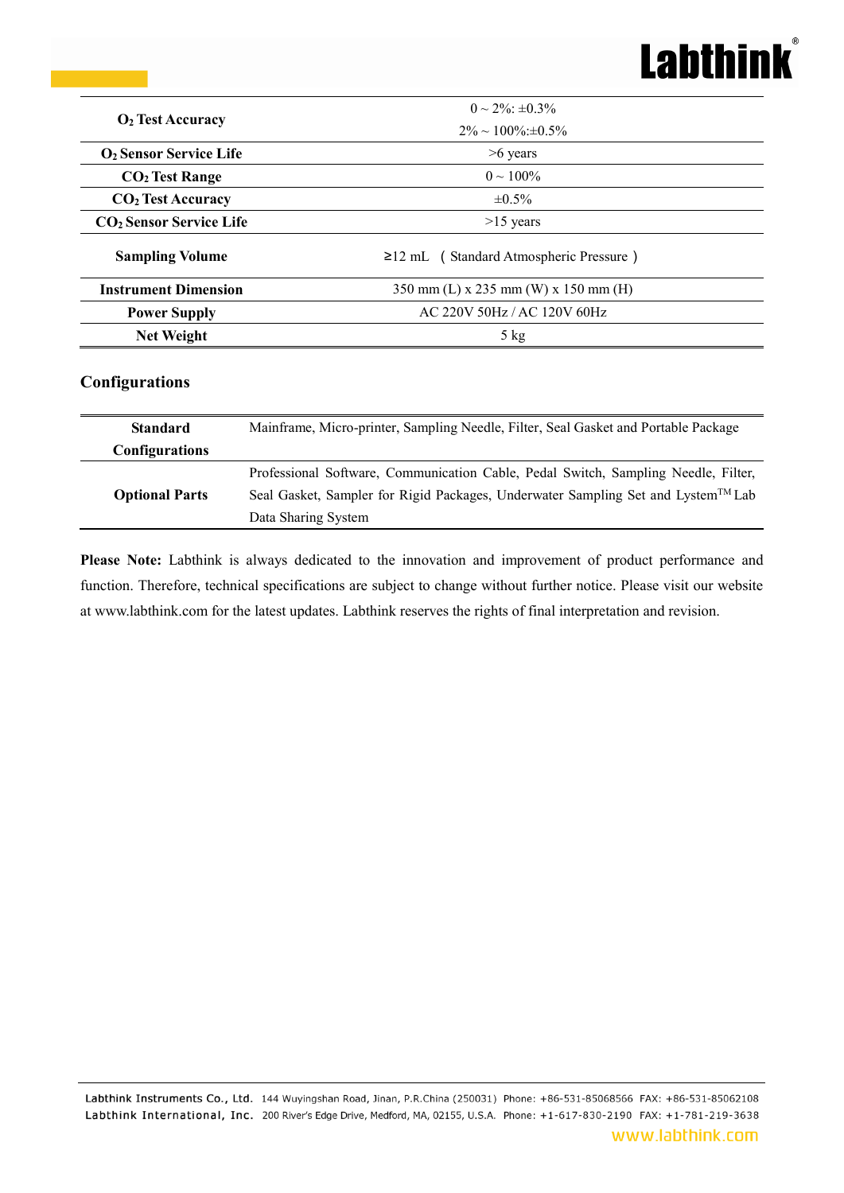| | |
|---|---|
| **$O_2$ Test Accuracy** | 0 ~ 2%: ±0.3%<br>2% ~ 100%:±0.5% |
| **$O_2$ Sensor Service Life** | >6 years |
| **$CO_2$ Test Range** | 0 ~ 100% |
| **$CO_2$ Test Accuracy** | ±0.5% |
| **$CO_2$ Sensor Service Life** | >15 years |
| **Sampling Volume** | ≥12 mL （Standard Atmospheric Pressure） |
| **Instrument Dimension** | 350 mm (L) x 235 mm (W) x 150 mm (H) |
| **Power Supply** | AC 220V 50Hz / AC 120V 60Hz |
| **Net Weight** | 5 kg |

## Configurations

| | |
|---|---|
| **Standard Configurations** | Mainframe, Micro-printer, Sampling Needle, Filter, Seal Gasket and Portable Package |
| **Optional Parts** | Professional Software, Communication Cable, Pedal Switch, Sampling Needle, Filter, Seal Gasket, Sampler for Rigid Packages, Underwater Sampling Set and Lystem™ Lab Data Sharing System |

**Please Note:** Labthink is always dedicated to the innovation and improvement of product performance and function. Therefore, technical specifications are subject to change without further notice. Please visit our website at www.labthink.com for the latest updates. Labthink reserves the rights of final interpretation and revision.